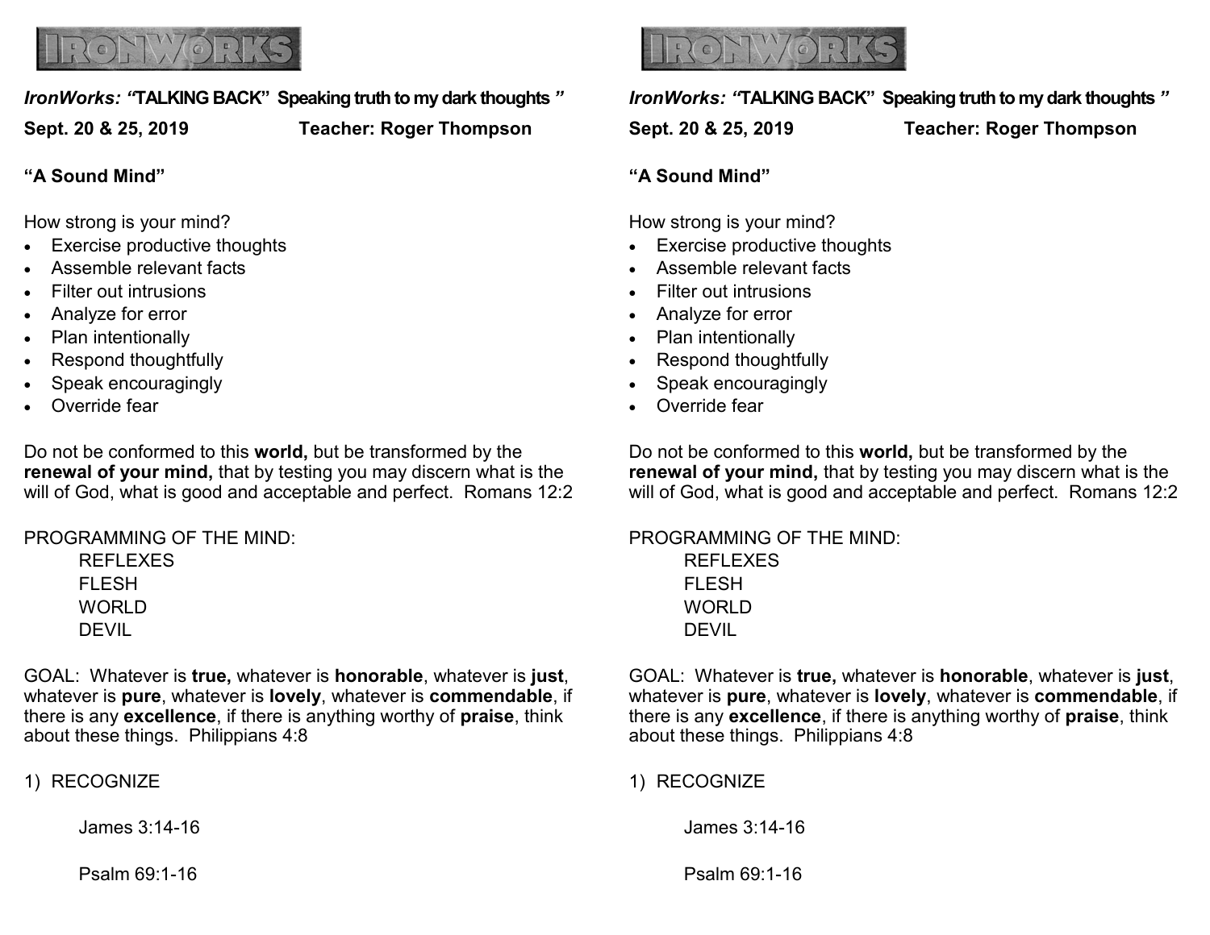IRONWORKS

*IronWorks: "***TALKING BACK" Speaking truth to my dark thoughts** *"*

**Sept. 20 & 25, 2019** **Teacher: Roger Thompson**

**"A Sound Mind"**

How strong is your mind?

- Exercise productive thoughts
- Assemble relevant facts
- Filter out intrusions
- Analyze for error
- Plan intentionally
- Respond thoughtfully
- Speak encouragingly
- Override fear

Do not be conformed to this **world,** but be transformed by the **renewal of your mind,** that by testing you may discern what is the will of God, what is good and acceptable and perfect. Romans 12:2

PROGRAMMING OF THE MIND:

REFLEXES
FLESH
WORLD
DEVIL

GOAL: Whatever is **true,** whatever is **honorable**, whatever is **just**, whatever is **pure**, whatever is **lovely**, whatever is **commendable**, if there is any **excellence**, if there is anything worthy of **praise**, think about these things. Philippians 4:8

1) RECOGNIZE

James 3:14-16

Psalm 69:1-16

IRONWORKS

*IronWorks: "***TALKING BACK" Speaking truth to my dark thoughts** *"*

**Sept. 20 & 25, 2019** **Teacher: Roger Thompson**

**"A Sound Mind"**

How strong is your mind?

- Exercise productive thoughts
- Assemble relevant facts
- Filter out intrusions
- Analyze for error
- Plan intentionally
- Respond thoughtfully
- Speak encouragingly
- Override fear

Do not be conformed to this **world,** but be transformed by the **renewal of your mind,** that by testing you may discern what is the will of God, what is good and acceptable and perfect. Romans 12:2

PROGRAMMING OF THE MIND:

REFLEXES
FLESH
WORLD
DEVIL

GOAL: Whatever is **true,** whatever is **honorable**, whatever is **just**, whatever is **pure**, whatever is **lovely**, whatever is **commendable**, if there is any **excellence**, if there is anything worthy of **praise**, think about these things. Philippians 4:8

1) RECOGNIZE

James 3:14-16

Psalm 69:1-16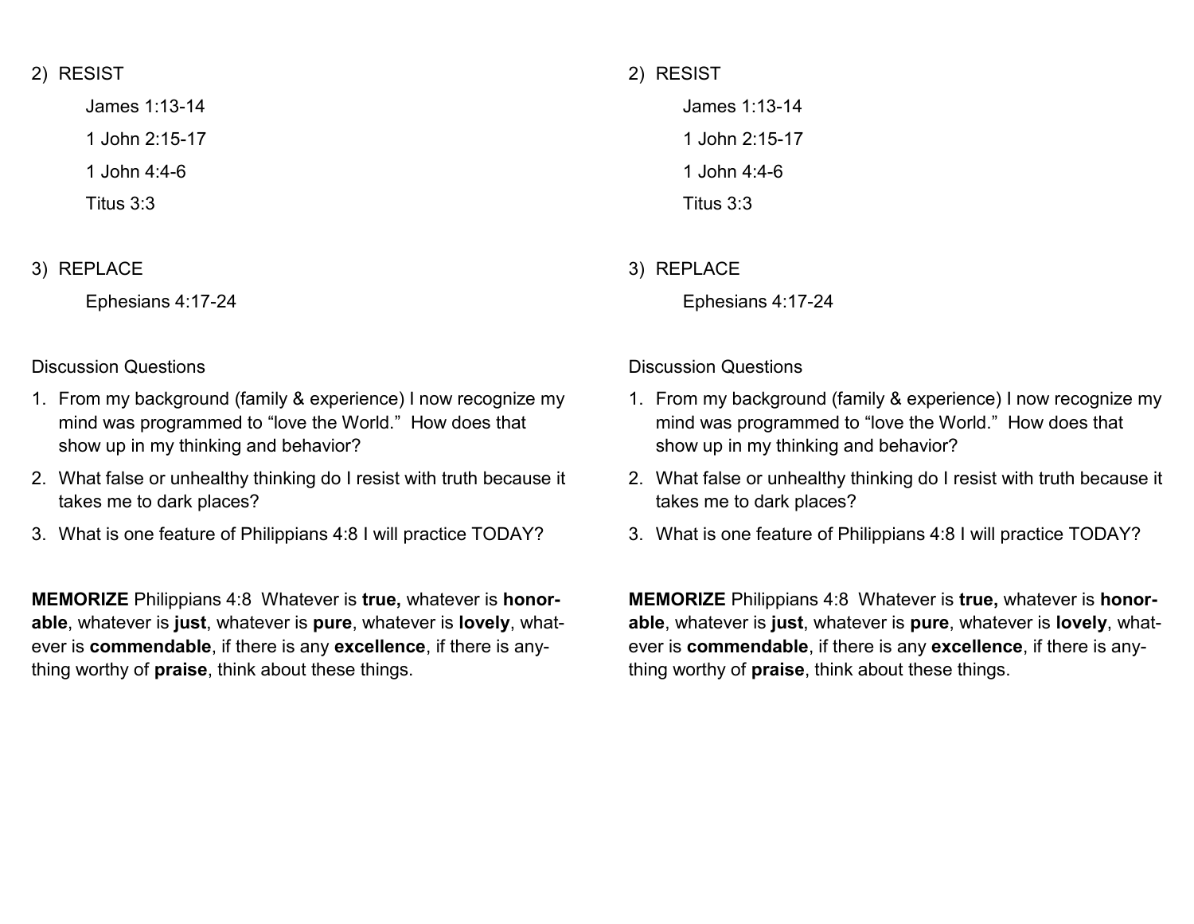2) RESIST

James 1:13-14

1 John 2:15-17

1 John 4:4-6

Titus 3:3

3) REPLACE

Ephesians 4:17-24

Discussion Questions

1. From my background (family & experience) I now recognize my mind was programmed to "love the World." How does that show up in my thinking and behavior?
2. What false or unhealthy thinking do I resist with truth because it takes me to dark places?
3. What is one feature of Philippians 4:8 I will practice TODAY?

**MEMORIZE** Philippians 4:8 Whatever is **true,** whatever is **honorable**, whatever is **just**, whatever is **pure**, whatever is **lovely**, whatever is **commendable**, if there is any **excellence**, if there is anything worthy of **praise**, think about these things.

2) RESIST

James 1:13-14

1 John 2:15-17

1 John 4:4-6

Titus 3:3

3) REPLACE

Ephesians 4:17-24

Discussion Questions

1. From my background (family & experience) I now recognize my mind was programmed to "love the World." How does that show up in my thinking and behavior?
2. What false or unhealthy thinking do I resist with truth because it takes me to dark places?
3. What is one feature of Philippians 4:8 I will practice TODAY?

**MEMORIZE** Philippians 4:8 Whatever is **true,** whatever is **honorable**, whatever is **just**, whatever is **pure**, whatever is **lovely**, whatever is **commendable**, if there is any **excellence**, if there is anything worthy of **praise**, think about these things.